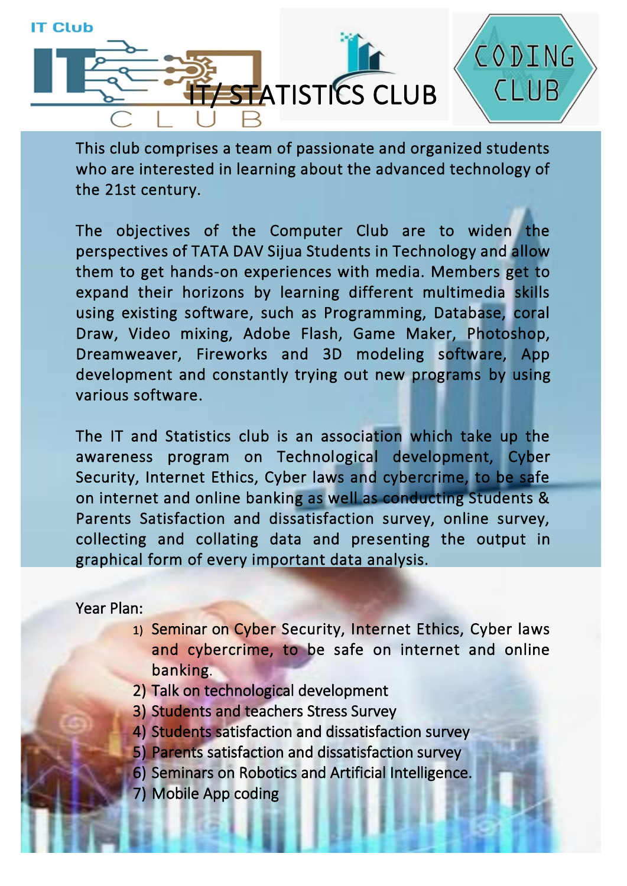# IT/ STATISTICS CLUB

This club comprises a team of passionate and organized students who are interested in learning about the advanced technology of the 21st century.

The objectives of the Computer Club are to widen the perspectives of TATA DAV Sijua Students in Technology and allow them to get hands-on experiences with media. Members get to expand their horizons by learning different multimedia skills using existing software, such as Programming, Database, coral Draw, Video mixing, Adobe Flash, Game Maker, Photoshop, Dreamweaver, Fireworks and 3D modeling software, App development and constantly trying out new programs by using various software.

The IT and Statistics club is an association which take up the awareness program on Technological development, Cyber Security, Internet Ethics, Cyber laws and cybercrime, to be safe on internet and online banking as well as conducting Students & Parents Satisfaction and dissatisfaction survey, online survey, collecting and collating data and presenting the output in graphical form of every important data analysis.

Year Plan:

1) Seminar on Cyber Security, Internet Ethics, Cyber laws and cybercrime, to be safe on internet and online banking.
2) Talk on technological development
3) Students and teachers Stress Survey
4) Students satisfaction and dissatisfaction survey
5) Parents satisfaction and dissatisfaction survey
6) Seminars on Robotics and Artificial Intelligence.
7) Mobile App coding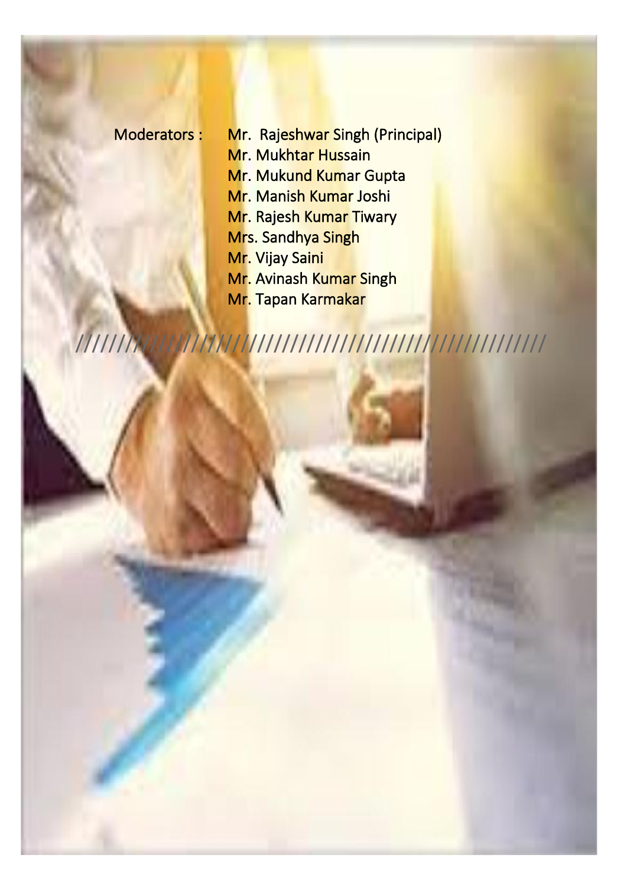Moderators : Mr. Rajeshwar Singh (Principal)
Mr. Mukhtar Hussain
Mr. Mukund Kumar Gupta
Mr. Manish Kumar Joshi
Mr. Rajesh Kumar Tiwary
Mrs. Sandhya Singh
Mr. Vijay Saini
Mr. Avinash Kumar Singh
Mr. Tapan Karmakar

////////////////////////////////////////////////////////////////////